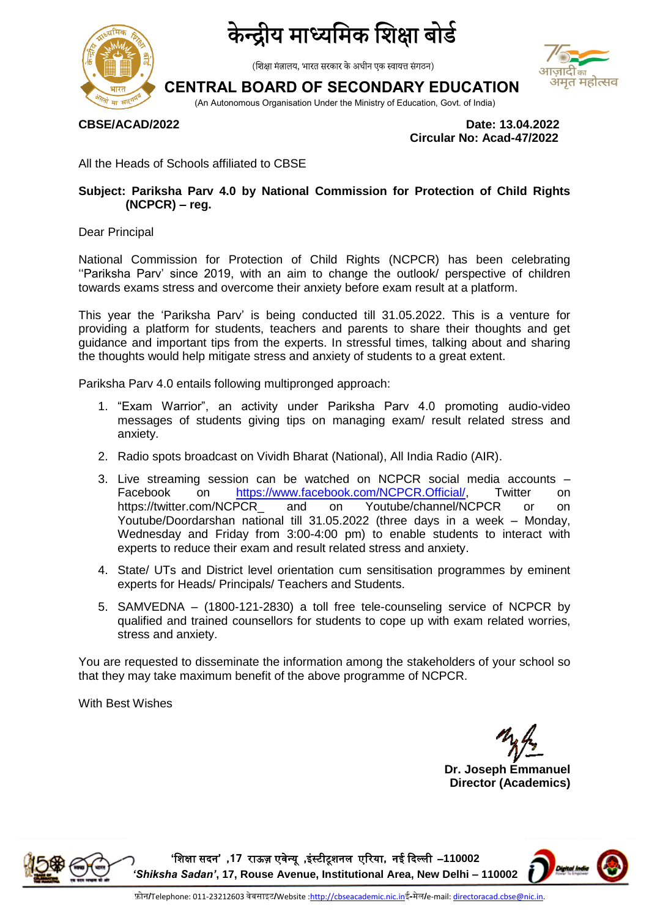# केन्द्रीय माध्यमिक शिक्षा बोर्ड

(शिक्षा मंत्रालय, भारत सरकार के अधीन एक स्वायत्त संगठन)

# CENTRAL BOARD OF SECONDARY EDUCATION

(An Autonomous Organisation Under the Ministry of Education, Govt. of India)

**CBSE/ACAD/2022**

**Date: 13.04.2022**
**Circular No: Acad-47/2022**

All the Heads of Schools affiliated to CBSE

**Subject: Pariksha Parv 4.0 by National Commission for Protection of Child Rights (NCPCR) – reg.**

Dear Principal

National Commission for Protection of Child Rights (NCPCR) has been celebrating ''Pariksha Parv' since 2019, with an aim to change the outlook/ perspective of children towards exams stress and overcome their anxiety before exam result at a platform.

This year the 'Pariksha Parv' is being conducted till 31.05.2022. This is a venture for providing a platform for students, teachers and parents to share their thoughts and get guidance and important tips from the experts. In stressful times, talking about and sharing the thoughts would help mitigate stress and anxiety of students to a great extent.

Pariksha Parv 4.0 entails following multipronged approach:

1. "Exam Warrior", an activity under Pariksha Parv 4.0 promoting audio-video messages of students giving tips on managing exam/ result related stress and anxiety.
2. Radio spots broadcast on Vividh Bharat (National), All India Radio (AIR).
3. Live streaming session can be watched on NCPCR social media accounts – Facebook on https://www.facebook.com/NCPCR.Official/, Twitter on https://twitter.com/NCPCR_ and on Youtube/channel/NCPCR or on Youtube/Doordarshan national till 31.05.2022 (three days in a week – Monday, Wednesday and Friday from 3:00-4:00 pm) to enable students to interact with experts to reduce their exam and result related stress and anxiety.
4. State/ UTs and District level orientation cum sensitisation programmes by eminent experts for Heads/ Principals/ Teachers and Students.
5. SAMVEDNA – (1800-121-2830) a toll free tele-counseling service of NCPCR by qualified and trained counsellors for students to cope up with exam related worries, stress and anxiety.

You are requested to disseminate the information among the stakeholders of your school so that they may take maximum benefit of the above programme of NCPCR.

With Best Wishes

**Dr. Joseph Emmanuel**
**Director (Academics)**

'शिक्षा सदन' ,17 राऊज़ एवेन्यू ,इंस्टीटूशनल एरिया, नई दिल्ली –110002
*'Shiksha Sadan'*, 17, Rouse Avenue, Institutional Area, New Delhi – 110002

फ़ोन/Telephone: 011-23212603 वेबसाइट/Website :http://cbseacademic.nic.inई-मेल/e-mail: directoracad.cbse@nic.in.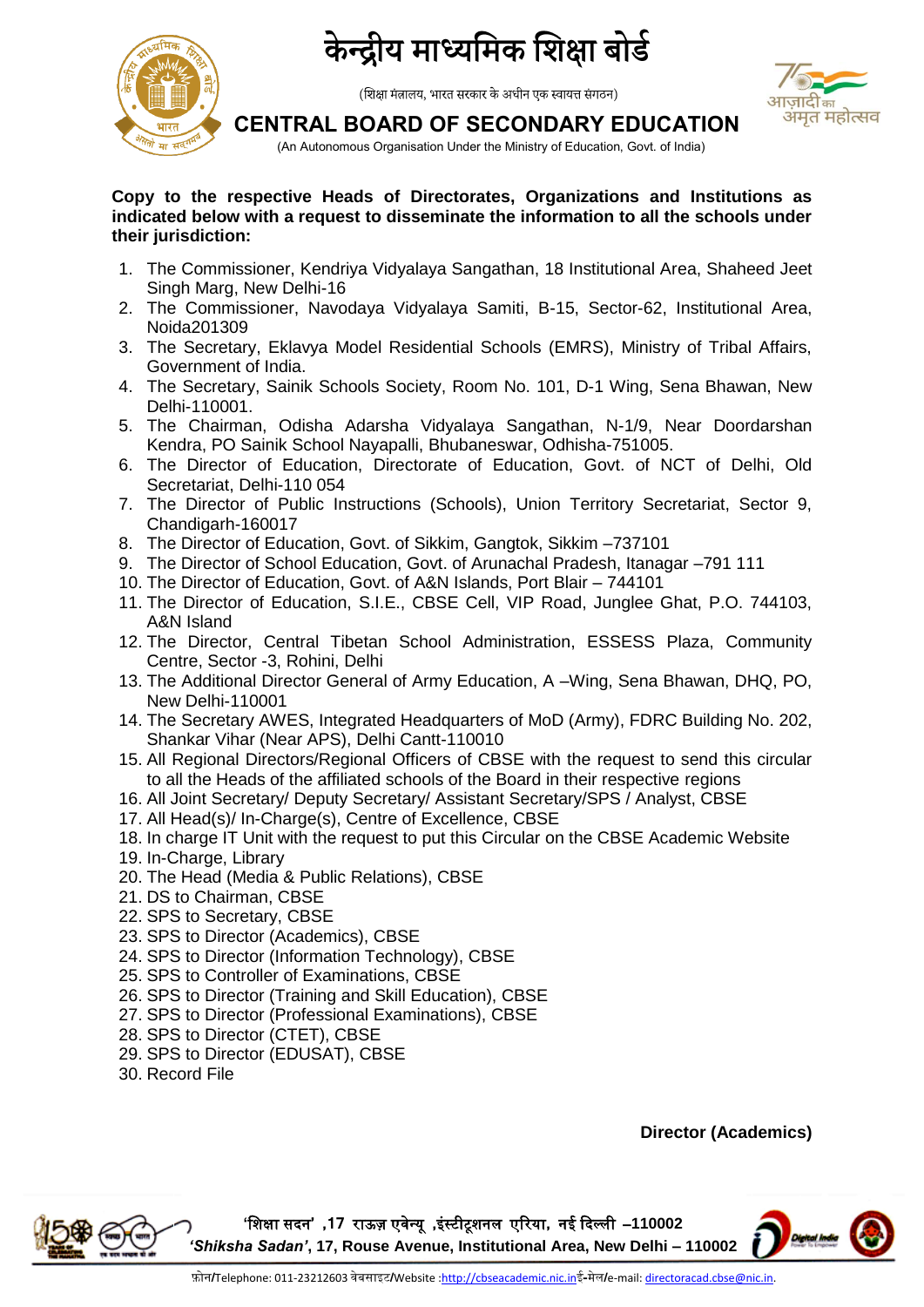**Copy to the respective Heads of Directorates, Organizations and Institutions as indicated below with a request to disseminate the information to all the schools under their jurisdiction:**

1. The Commissioner, Kendriya Vidyalaya Sangathan, 18 Institutional Area, Shaheed Jeet Singh Marg, New Delhi-16
2. The Commissioner, Navodaya Vidyalaya Samiti, B-15, Sector-62, Institutional Area, Noida201309
3. The Secretary, Eklavya Model Residential Schools (EMRS), Ministry of Tribal Affairs, Government of India.
4. The Secretary, Sainik Schools Society, Room No. 101, D-1 Wing, Sena Bhawan, New Delhi-110001.
5. The Chairman, Odisha Adarsha Vidyalaya Sangathan, N-1/9, Near Doordarshan Kendra, PO Sainik School Nayapalli, Bhubaneswar, Odhisha-751005.
6. The Director of Education, Directorate of Education, Govt. of NCT of Delhi, Old Secretariat, Delhi-110 054
7. The Director of Public Instructions (Schools), Union Territory Secretariat, Sector 9, Chandigarh-160017
8. The Director of Education, Govt. of Sikkim, Gangtok, Sikkim –737101
9. The Director of School Education, Govt. of Arunachal Pradesh, Itanagar –791 111
10. The Director of Education, Govt. of A&N Islands, Port Blair – 744101
11. The Director of Education, S.I.E., CBSE Cell, VIP Road, Junglee Ghat, P.O. 744103, A&N Island
12. The Director, Central Tibetan School Administration, ESSESS Plaza, Community Centre, Sector -3, Rohini, Delhi
13. The Additional Director General of Army Education, A –Wing, Sena Bhawan, DHQ, PO, New Delhi-110001
14. The Secretary AWES, Integrated Headquarters of MoD (Army), FDRC Building No. 202, Shankar Vihar (Near APS), Delhi Cantt-110010
15. All Regional Directors/Regional Officers of CBSE with the request to send this circular to all the Heads of the affiliated schools of the Board in their respective regions
16. All Joint Secretary/ Deputy Secretary/ Assistant Secretary/SPS / Analyst, CBSE
17. All Head(s)/ In-Charge(s), Centre of Excellence, CBSE
18. In charge IT Unit with the request to put this Circular on the CBSE Academic Website
19. In-Charge, Library
20. The Head (Media & Public Relations), CBSE
21. DS to Chairman, CBSE
22. SPS to Secretary, CBSE
23. SPS to Director (Academics), CBSE
24. SPS to Director (Information Technology), CBSE
25. SPS to Controller of Examinations, CBSE
26. SPS to Director (Training and Skill Education), CBSE
27. SPS to Director (Professional Examinations), CBSE
28. SPS to Director (CTET), CBSE
29. SPS to Director (EDUSAT), CBSE
30. Record File

**Director (Academics)**